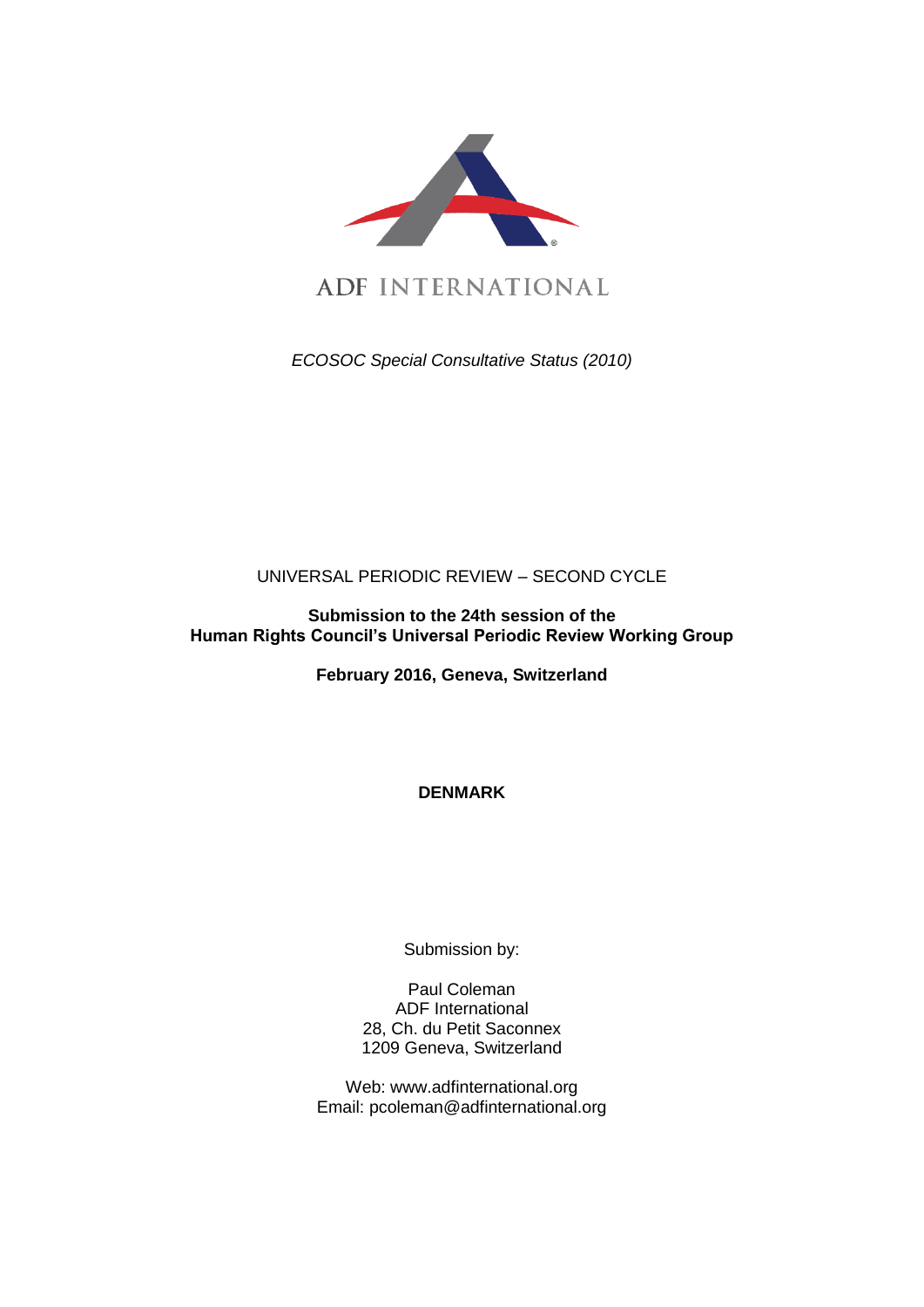ADF INTERNATIONAL

*ECOSOC Special Consultative Status (2010)*

UNIVERSAL PERIODIC REVIEW – SECOND CYCLE

**Submission to the 24th session of the Human Rights Council's Universal Periodic Review Working Group**

**February 2016, Geneva, Switzerland**

**DENMARK**

Submission by:

Paul Coleman
ADF International
28, Ch. du Petit Saconnex
1209 Geneva, Switzerland

Web: www.adfinternational.org
Email: pcoleman@adfinternational.org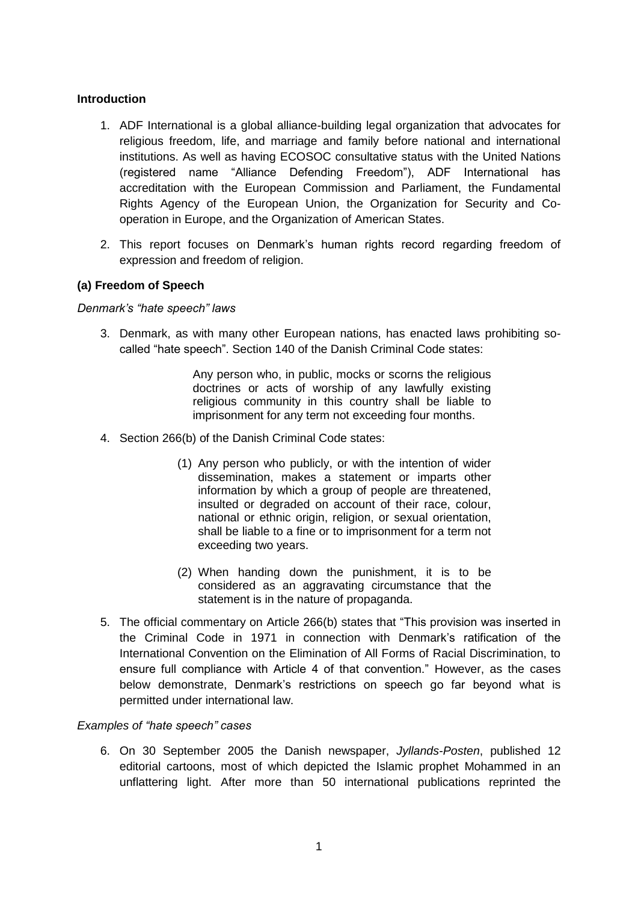## Introduction

1. ADF International is a global alliance-building legal organization that advocates for religious freedom, life, and marriage and family before national and international institutions. As well as having ECOSOC consultative status with the United Nations (registered name "Alliance Defending Freedom"), ADF International has accreditation with the European Commission and Parliament, the Fundamental Rights Agency of the European Union, the Organization for Security and Co-operation in Europe, and the Organization of American States.

2. This report focuses on Denmark's human rights record regarding freedom of expression and freedom of religion.

### (a) Freedom of Speech

*Denmark's "hate speech" laws*

3. Denmark, as with many other European nations, has enacted laws prohibiting so-called "hate speech". Section 140 of the Danish Criminal Code states:

> Any person who, in public, mocks or scorns the religious doctrines or acts of worship of any lawfully existing religious community in this country shall be liable to imprisonment for any term not exceeding four months.

4. Section 266(b) of the Danish Criminal Code states:

> (1) Any person who publicly, or with the intention of wider dissemination, makes a statement or imparts other information by which a group of people are threatened, insulted or degraded on account of their race, colour, national or ethnic origin, religion, or sexual orientation, shall be liable to a fine or to imprisonment for a term not exceeding two years.
>
> (2) When handing down the punishment, it is to be considered as an aggravating circumstance that the statement is in the nature of propaganda.

5. The official commentary on Article 266(b) states that "This provision was inserted in the Criminal Code in 1971 in connection with Denmark's ratification of the International Convention on the Elimination of All Forms of Racial Discrimination, to ensure full compliance with Article 4 of that convention." However, as the cases below demonstrate, Denmark's restrictions on speech go far beyond what is permitted under international law.

*Examples of "hate speech" cases*

6. On 30 September 2005 the Danish newspaper, *Jyllands-Posten*, published 12 editorial cartoons, most of which depicted the Islamic prophet Mohammed in an unflattering light. After more than 50 international publications reprinted the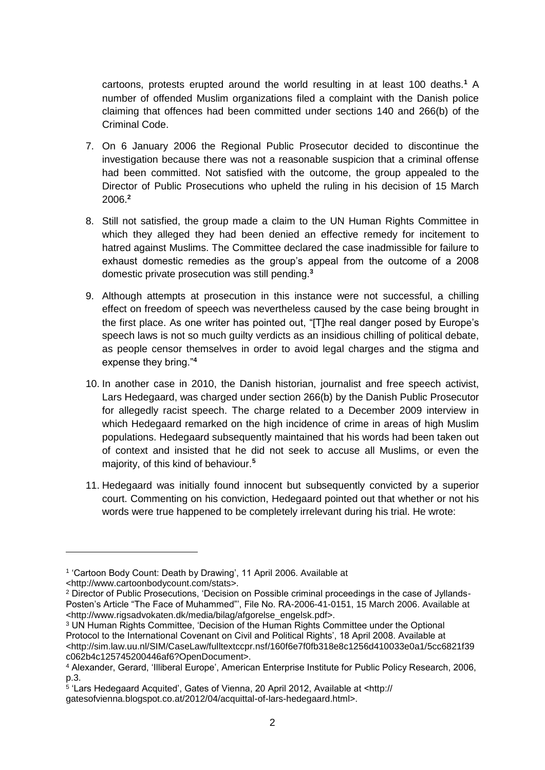cartoons, protests erupted around the world resulting in at least 100 deaths.[1] A number of offended Muslim organizations filed a complaint with the Danish police claiming that offences had been committed under sections 140 and 266(b) of the Criminal Code.

7. On 6 January 2006 the Regional Public Prosecutor decided to discontinue the investigation because there was not a reasonable suspicion that a criminal offense had been committed. Not satisfied with the outcome, the group appealed to the Director of Public Prosecutions who upheld the ruling in his decision of 15 March 2006.[2]

8. Still not satisfied, the group made a claim to the UN Human Rights Committee in which they alleged they had been denied an effective remedy for incitement to hatred against Muslims. The Committee declared the case inadmissible for failure to exhaust domestic remedies as the group's appeal from the outcome of a 2008 domestic private prosecution was still pending.[3]

9. Although attempts at prosecution in this instance were not successful, a chilling effect on freedom of speech was nevertheless caused by the case being brought in the first place. As one writer has pointed out, "[T]he real danger posed by Europe's speech laws is not so much guilty verdicts as an insidious chilling of political debate, as people censor themselves in order to avoid legal charges and the stigma and expense they bring."[4]

10. In another case in 2010, the Danish historian, journalist and free speech activist, Lars Hedegaard, was charged under section 266(b) by the Danish Public Prosecutor for allegedly racist speech. The charge related to a December 2009 interview in which Hedegaard remarked on the high incidence of crime in areas of high Muslim populations. Hedegaard subsequently maintained that his words had been taken out of context and insisted that he did not seek to accuse all Muslims, or even the majority, of this kind of behaviour.[5]

11. Hedegaard was initially found innocent but subsequently convicted by a superior court. Commenting on his conviction, Hedegaard pointed out that whether or not his words were true happened to be completely irrelevant during his trial. He wrote:

---

[1] 'Cartoon Body Count: Death by Drawing', 11 April 2006. Available at <http://www.cartoonbodycount.com/stats>.

[2] Director of Public Prosecutions, 'Decision on Possible criminal proceedings in the case of Jyllands-Posten's Article "The Face of Muhammed"', File No. RA-2006-41-0151, 15 March 2006. Available at <http://www.rigsadvokaten.dk/media/bilag/afgorelse_engelsk.pdf>.

[3] UN Human Rights Committee, 'Decision of the Human Rights Committee under the Optional Protocol to the International Covenant on Civil and Political Rights', 18 April 2008. Available at <http://sim.law.uu.nl/SIM/CaseLaw/fulltextccpr.nsf/160f6e7f0fb318e8c1256d410033e0a1/5cc6821f39c062b4c125745200446af6?OpenDocument>.

[4] Alexander, Gerard, 'Illiberal Europe', American Enterprise Institute for Public Policy Research, 2006, p.3.

[5] 'Lars Hedegaard Acquited', Gates of Vienna, 20 April 2012, Available at <http:// gatesofvienna.blogspot.co.at/2012/04/acquittal-of-lars-hedegaard.html>.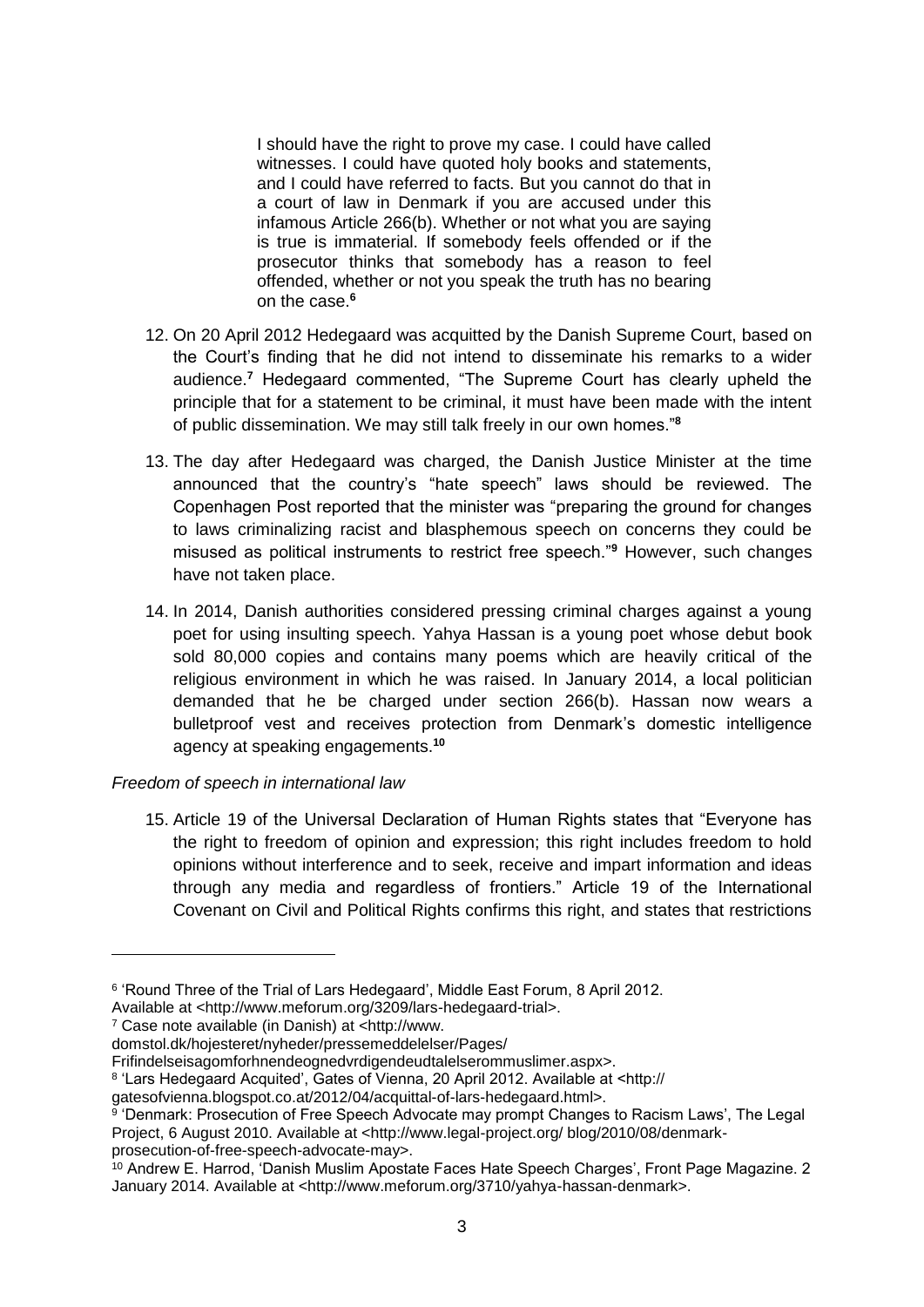> I should have the right to prove my case. I could have called witnesses. I could have quoted holy books and statements, and I could have referred to facts. But you cannot do that in a court of law in Denmark if you are accused under this infamous Article 266(b). Whether or not what you are saying is true is immaterial. If somebody feels offended or if the prosecutor thinks that somebody has a reason to feel offended, whether or not you speak the truth has no bearing on the case.[6]

12. On 20 April 2012 Hedegaard was acquitted by the Danish Supreme Court, based on the Court's finding that he did not intend to disseminate his remarks to a wider audience.[7] Hedegaard commented, "The Supreme Court has clearly upheld the principle that for a statement to be criminal, it must have been made with the intent of public dissemination. We may still talk freely in our own homes."[8]

13. The day after Hedegaard was charged, the Danish Justice Minister at the time announced that the country's "hate speech" laws should be reviewed. The Copenhagen Post reported that the minister was "preparing the ground for changes to laws criminalizing racist and blasphemous speech on concerns they could be misused as political instruments to restrict free speech."[9] However, such changes have not taken place.

14. In 2014, Danish authorities considered pressing criminal charges against a young poet for using insulting speech. Yahya Hassan is a young poet whose debut book sold 80,000 copies and contains many poems which are heavily critical of the religious environment in which he was raised. In January 2014, a local politician demanded that he be charged under section 266(b). Hassan now wears a bulletproof vest and receives protection from Denmark's domestic intelligence agency at speaking engagements.[10]

*Freedom of speech in international law*

15. Article 19 of the Universal Declaration of Human Rights states that "Everyone has the right to freedom of opinion and expression; this right includes freedom to hold opinions without interference and to seek, receive and impart information and ideas through any media and regardless of frontiers." Article 19 of the International Covenant on Civil and Political Rights confirms this right, and states that restrictions

---

[6] 'Round Three of the Trial of Lars Hedegaard', Middle East Forum, 8 April 2012. Available at <http://www.meforum.org/3209/lars-hedegaard-trial>.

[7] Case note available (in Danish) at <http://www.domstol.dk/hojesteret/nyheder/pressemeddelelser/Pages/Frifindelseisagomforhnendeognedvrdigendeudtalelserommuslimer.aspx>.

[8] 'Lars Hedegaard Acquited', Gates of Vienna, 20 April 2012. Available at <http://gatesofvienna.blogspot.co.at/2012/04/acquittal-of-lars-hedegaard.html>.

[9] 'Denmark: Prosecution of Free Speech Advocate may prompt Changes to Racism Laws', The Legal Project, 6 August 2010. Available at <http://www.legal-project.org/ blog/2010/08/denmark-prosecution-of-free-speech-advocate-may>.

[10] Andrew E. Harrod, 'Danish Muslim Apostate Faces Hate Speech Charges', Front Page Magazine. 2 January 2014. Available at <http://www.meforum.org/3710/yahya-hassan-denmark>.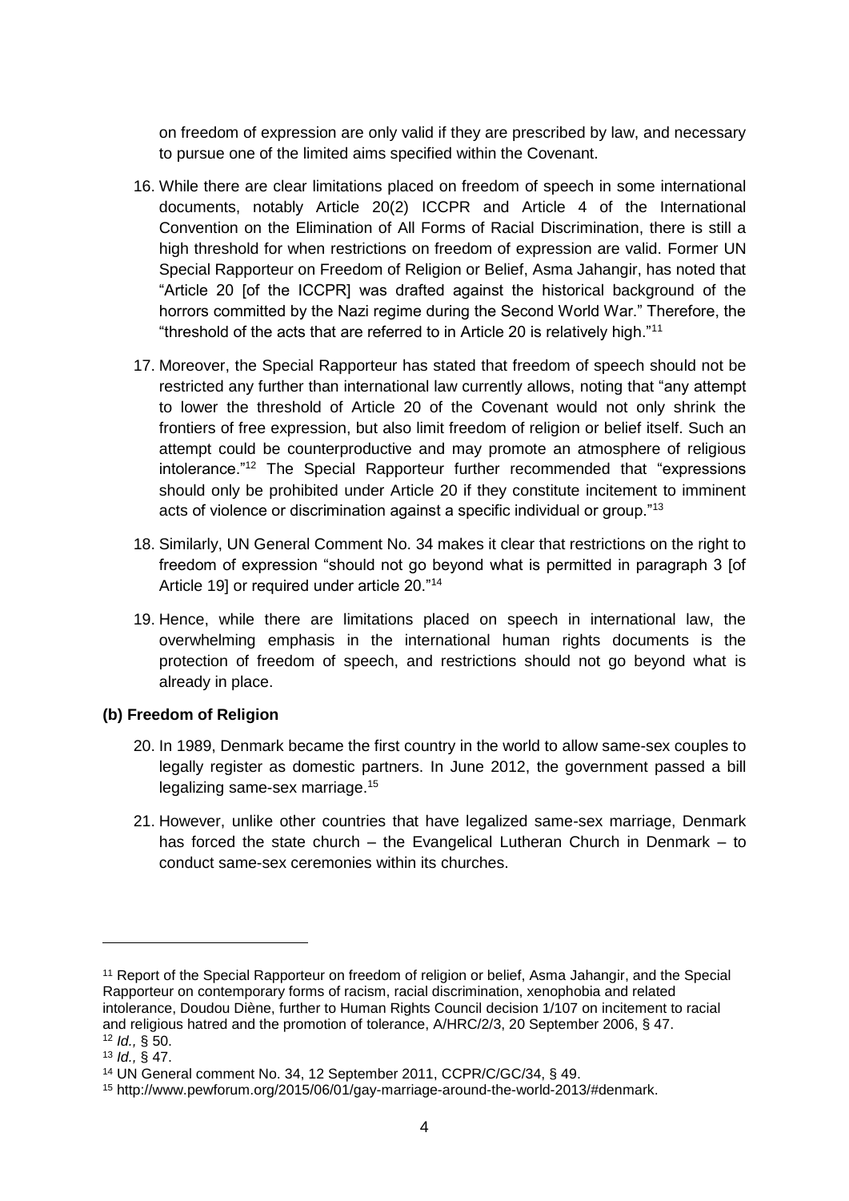on freedom of expression are only valid if they are prescribed by law, and necessary to pursue one of the limited aims specified within the Covenant.

16. While there are clear limitations placed on freedom of speech in some international documents, notably Article 20(2) ICCPR and Article 4 of the International Convention on the Elimination of All Forms of Racial Discrimination, there is still a high threshold for when restrictions on freedom of expression are valid. Former UN Special Rapporteur on Freedom of Religion or Belief, Asma Jahangir, has noted that "Article 20 [of the ICCPR] was drafted against the historical background of the horrors committed by the Nazi regime during the Second World War." Therefore, the "threshold of the acts that are referred to in Article 20 is relatively high."[11]

17. Moreover, the Special Rapporteur has stated that freedom of speech should not be restricted any further than international law currently allows, noting that "any attempt to lower the threshold of Article 20 of the Covenant would not only shrink the frontiers of free expression, but also limit freedom of religion or belief itself. Such an attempt could be counterproductive and may promote an atmosphere of religious intolerance."[12] The Special Rapporteur further recommended that "expressions should only be prohibited under Article 20 if they constitute incitement to imminent acts of violence or discrimination against a specific individual or group."[13]

18. Similarly, UN General Comment No. 34 makes it clear that restrictions on the right to freedom of expression "should not go beyond what is permitted in paragraph 3 [of Article 19] or required under article 20."[14]

19. Hence, while there are limitations placed on speech in international law, the overwhelming emphasis in the international human rights documents is the protection of freedom of speech, and restrictions should not go beyond what is already in place.

**(b) Freedom of Religion**

20. In 1989, Denmark became the first country in the world to allow same-sex couples to legally register as domestic partners. In June 2012, the government passed a bill legalizing same-sex marriage.[15]

21. However, unlike other countries that have legalized same-sex marriage, Denmark has forced the state church – the Evangelical Lutheran Church in Denmark – to conduct same-sex ceremonies within its churches.

---

[11] Report of the Special Rapporteur on freedom of religion or belief, Asma Jahangir, and the Special Rapporteur on contemporary forms of racism, racial discrimination, xenophobia and related intolerance, Doudou Diène, further to Human Rights Council decision 1/107 on incitement to racial and religious hatred and the promotion of tolerance, A/HRC/2/3, 20 September 2006, § 47.

[12] *Id.,* § 50.

[13] *Id.,* § 47.

[14] UN General comment No. 34, 12 September 2011, CCPR/C/GC/34, § 49.

[15] http://www.pewforum.org/2015/06/01/gay-marriage-around-the-world-2013/#denmark.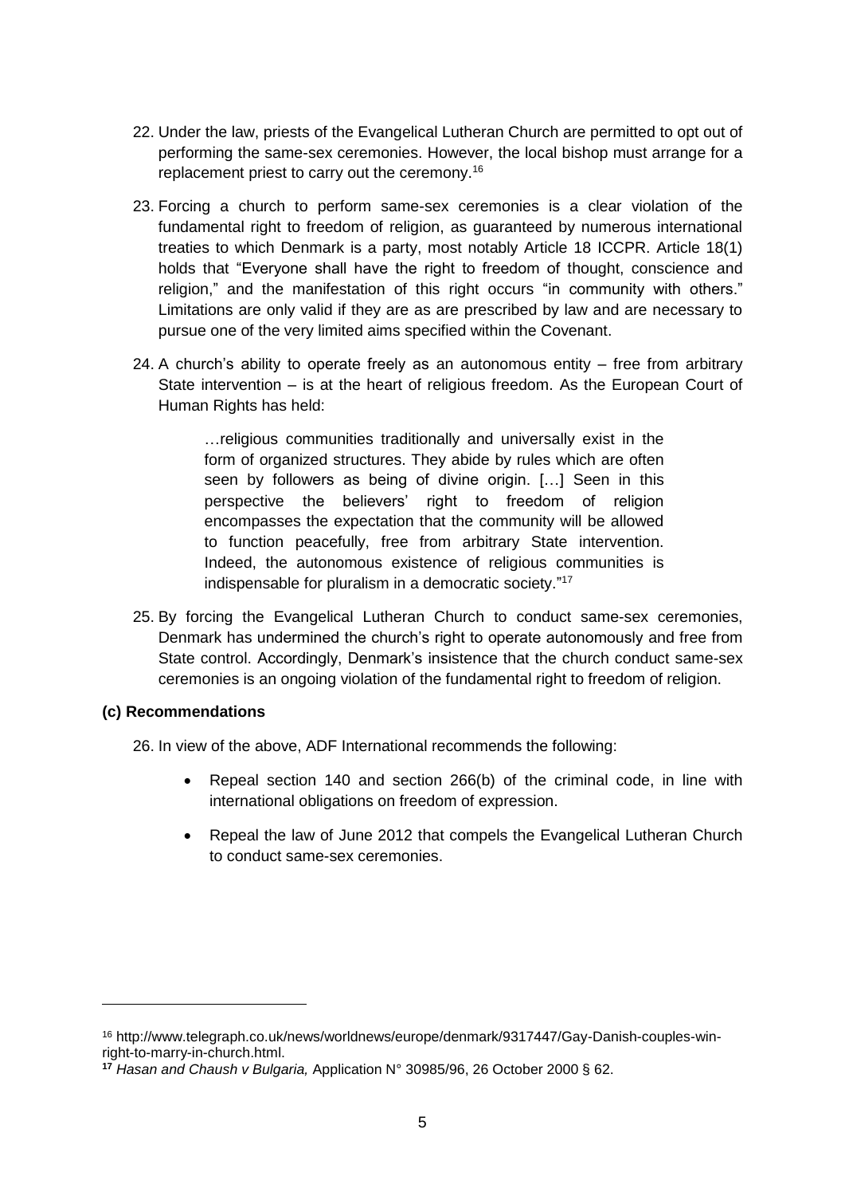22. Under the law, priests of the Evangelical Lutheran Church are permitted to opt out of performing the same-sex ceremonies. However, the local bishop must arrange for a replacement priest to carry out the ceremony.[16]

23. Forcing a church to perform same-sex ceremonies is a clear violation of the fundamental right to freedom of religion, as guaranteed by numerous international treaties to which Denmark is a party, most notably Article 18 ICCPR. Article 18(1) holds that "Everyone shall have the right to freedom of thought, conscience and religion," and the manifestation of this right occurs "in community with others." Limitations are only valid if they are as are prescribed by law and are necessary to pursue one of the very limited aims specified within the Covenant.

24. A church's ability to operate freely as an autonomous entity – free from arbitrary State intervention – is at the heart of religious freedom. As the European Court of Human Rights has held:

> …religious communities traditionally and universally exist in the form of organized structures. They abide by rules which are often seen by followers as being of divine origin. […] Seen in this perspective the believers' right to freedom of religion encompasses the expectation that the community will be allowed to function peacefully, free from arbitrary State intervention. Indeed, the autonomous existence of religious communities is indispensable for pluralism in a democratic society."[17]

25. By forcing the Evangelical Lutheran Church to conduct same-sex ceremonies, Denmark has undermined the church's right to operate autonomously and free from State control. Accordingly, Denmark's insistence that the church conduct same-sex ceremonies is an ongoing violation of the fundamental right to freedom of religion.

**(c) Recommendations**

26. In view of the above, ADF International recommends the following:

- Repeal section 140 and section 266(b) of the criminal code, in line with international obligations on freedom of expression.

- Repeal the law of June 2012 that compels the Evangelical Lutheran Church to conduct same-sex ceremonies.

---

[16] http://www.telegraph.co.uk/news/worldnews/europe/denmark/9317447/Gay-Danish-couples-win-right-to-marry-in-church.html.

[17] *Hasan and Chaush v Bulgaria,* Application N° 30985/96, 26 October 2000 § 62.